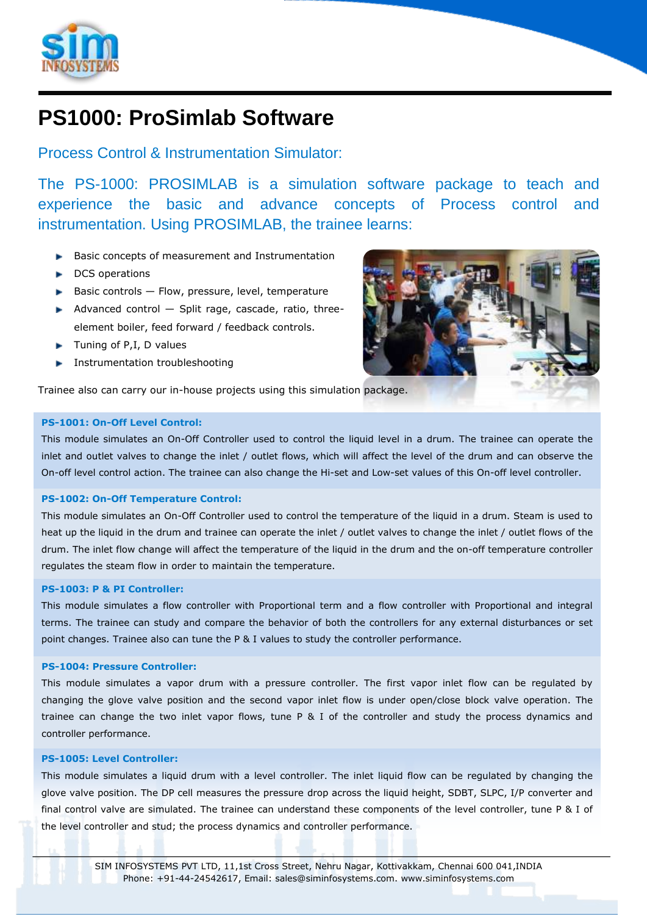# PS1000: ProSimlab Software

## Process Control & Instrumentation Simulator:

The PS-1000: PROSIMLAB is a simulation software package to teach and experience the basic and advance concepts of Process control and instrumentation. Using PROSIMLAB, the trainee learns:

- Basic concepts of measurement and Instrumentation
- DCS operations
- Basic controls — Flow, pressure, level, temperature
- Advanced control — Split rage, cascade, ratio, three-element boiler, feed forward / feedback controls.
- Tuning of P,I, D values
- Instrumentation troubleshooting

Trainee also can carry our in-house projects using this simulation package.

**PS-1001: On-Off Level Control:**

This module simulates an On-Off Controller used to control the liquid level in a drum. The trainee can operate the inlet and outlet valves to change the inlet / outlet flows, which will affect the level of the drum and can observe the On-off level control action. The trainee can also change the Hi-set and Low-set values of this On-off level controller.

**PS-1002: On-Off Temperature Control:**

This module simulates an On-Off Controller used to control the temperature of the liquid in a drum. Steam is used to heat up the liquid in the drum and trainee can operate the inlet / outlet valves to change the inlet / outlet flows of the drum. The inlet flow change will affect the temperature of the liquid in the drum and the on-off temperature controller regulates the steam flow in order to maintain the temperature.

**PS-1003: P & PI Controller:**

This module simulates a flow controller with Proportional term and a flow controller with Proportional and integral terms. The trainee can study and compare the behavior of both the controllers for any external disturbances or set point changes. Trainee also can tune the P & I values to study the controller performance.

**PS-1004: Pressure Controller:**

This module simulates a vapor drum with a pressure controller. The first vapor inlet flow can be regulated by changing the glove valve position and the second vapor inlet flow is under open/close block valve operation. The trainee can change the two inlet vapor flows, tune P & I of the controller and study the process dynamics and controller performance.

**PS-1005: Level Controller:**

This module simulates a liquid drum with a level controller. The inlet liquid flow can be regulated by changing the glove valve position. The DP cell measures the pressure drop across the liquid height, SDBT, SLPC, I/P converter and final control valve are simulated. The trainee can understand these components of the level controller, tune P & I of the level controller and stud; the process dynamics and controller performance.

SIM INFOSYSTEMS PVT LTD, 11,1st Cross Street, Nehru Nagar, Kottivakkam, Chennai 600 041,INDIA
Phone: +91-44-24542617, Email: sales@siminfosystems.com. www.siminfosystems.com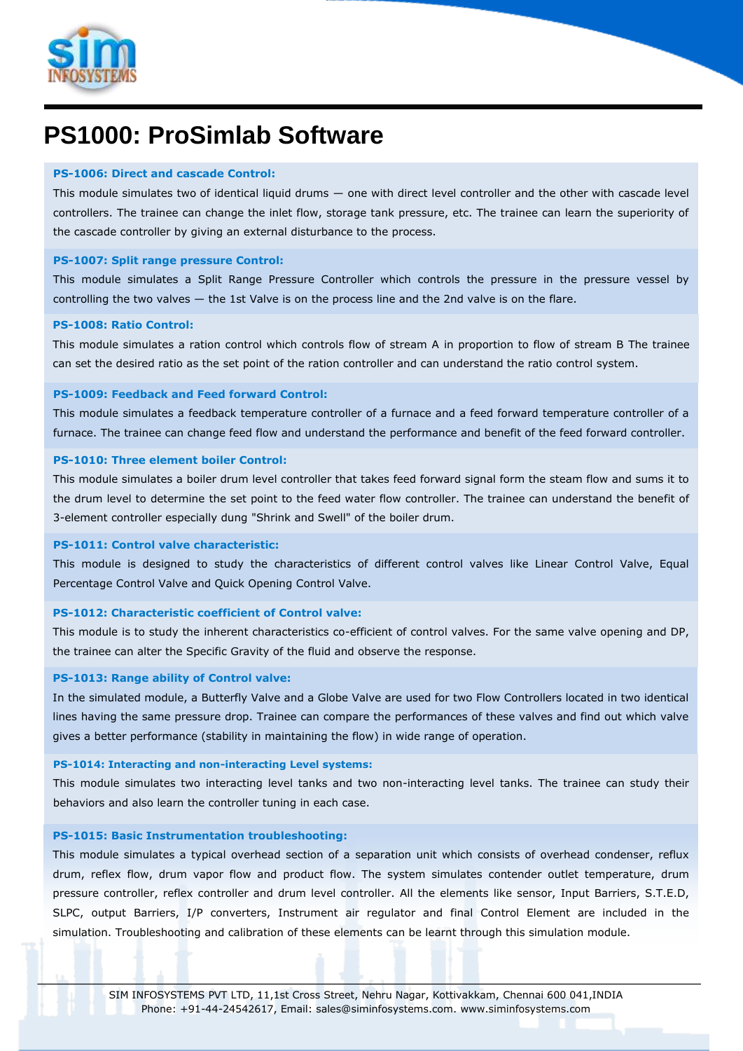# PS1000: ProSimlab Software

**PS-1006: Direct and cascade Control:**

This module simulates two of identical liquid drums — one with direct level controller and the other with cascade level controllers. The trainee can change the inlet flow, storage tank pressure, etc. The trainee can learn the superiority of the cascade controller by giving an external disturbance to the process.

**PS-1007: Split range pressure Control:**

This module simulates a Split Range Pressure Controller which controls the pressure in the pressure vessel by controlling the two valves — the 1st Valve is on the process line and the 2nd valve is on the flare.

**PS-1008: Ratio Control:**

This module simulates a ration control which controls flow of stream A in proportion to flow of stream B The trainee can set the desired ratio as the set point of the ration controller and can understand the ratio control system.

**PS-1009: Feedback and Feed forward Control:**

This module simulates a feedback temperature controller of a furnace and a feed forward temperature controller of a furnace. The trainee can change feed flow and understand the performance and benefit of the feed forward controller.

**PS-1010: Three element boiler Control:**

This module simulates a boiler drum level controller that takes feed forward signal form the steam flow and sums it to the drum level to determine the set point to the feed water flow controller. The trainee can understand the benefit of 3-element controller especially dung "Shrink and Swell" of the boiler drum.

**PS-1011: Control valve characteristic:**

This module is designed to study the characteristics of different control valves like Linear Control Valve, Equal Percentage Control Valve and Quick Opening Control Valve.

**PS-1012: Characteristic coefficient of Control valve:**

This module is to study the inherent characteristics co-efficient of control valves. For the same valve opening and DP, the trainee can alter the Specific Gravity of the fluid and observe the response.

**PS-1013: Range ability of Control valve:**

In the simulated module, a Butterfly Valve and a Globe Valve are used for two Flow Controllers located in two identical lines having the same pressure drop. Trainee can compare the performances of these valves and find out which valve gives a better performance (stability in maintaining the flow) in wide range of operation.

**PS-1014: Interacting and non-interacting Level systems:**

This module simulates two interacting level tanks and two non-interacting level tanks. The trainee can study their behaviors and also learn the controller tuning in each case.

**PS-1015: Basic Instrumentation troubleshooting:**

This module simulates a typical overhead section of a separation unit which consists of overhead condenser, reflux drum, reflex flow, drum vapor flow and product flow. The system simulates contender outlet temperature, drum pressure controller, reflex controller and drum level controller. All the elements like sensor, Input Barriers, S.T.E.D, SLPC, output Barriers, I/P converters, Instrument air regulator and final Control Element are included in the simulation. Troubleshooting and calibration of these elements can be learnt through this simulation module.

SIM INFOSYSTEMS PVT LTD, 11,1st Cross Street, Nehru Nagar, Kottivakkam, Chennai 600 041,INDIA
Phone: +91-44-24542617, Email: sales@siminfosystems.com. www.siminfosystems.com